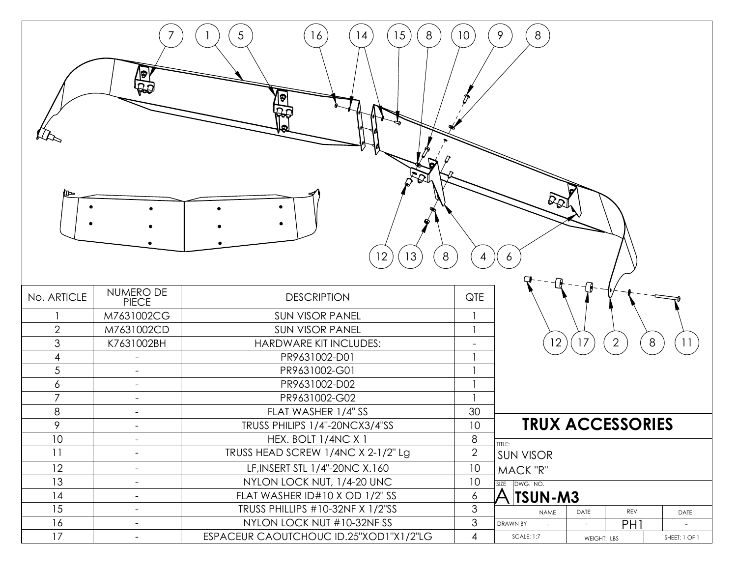| No. ARTICLE | NUMERO DE PIECE | DESCRIPTION | QTE |
|---|---|---|---|
| 1 | M7631002CG | SUN VISOR PANEL | 1 |
| 2 | M7631002CD | SUN VISOR PANEL | 1 |
| 3 | K7631002BH | HARDWARE KIT INCLUDES: | - |
| 4 | - | PR9631002-D01 | 1 |
| 5 | - | PR9631002-G01 | 1 |
| 6 | - | PR9631002-D02 | 1 |
| 7 | - | PR9631002-G02 | 1 |
| 8 | - | FLAT WASHER 1/4" SS | 30 |
| 9 | - | TRUSS PHILIPS 1/4"-20NCX3/4"SS | 10 |
| 10 | - | HEX. BOLT 1/4NC X 1 | 8 |
| 11 | - | TRUSS HEAD SCREW 1/4NC X 2-1/2" Lg | 2 |
| 12 | - | LF,INSERT STL 1/4"-20NC X.160 | 10 |
| 13 | - | NYLON LOCK NUT, 1/4-20 UNC | 10 |
| 14 | - | FLAT WASHER ID#10 X OD 1/2" SS | 6 |
| 15 | - | TRUSS PHILLIPS #10-32NF X 1/2"SS | 3 |
| 16 | - | NYLON LOCK NUT #10-32NF SS | 3 |
| 17 | - | ESPACEUR CAOUTCHOUC ID.25"XOD1"X1/2"LG | 4 |

**TRUX ACCESSORIES**

TITLE: SUN VISOR MACK "R"

| SIZE | DWG. NO. | | | |
|---|---|---|---|---|
| A | TSUN-M3 | | | |
| | NAME | DATE | REV | DATE |
| DRAWN BY | - | - | PH1 | - |
| SCALE: 1:7 | | WEIGHT: LBS | | SHEET: 1 OF 1 |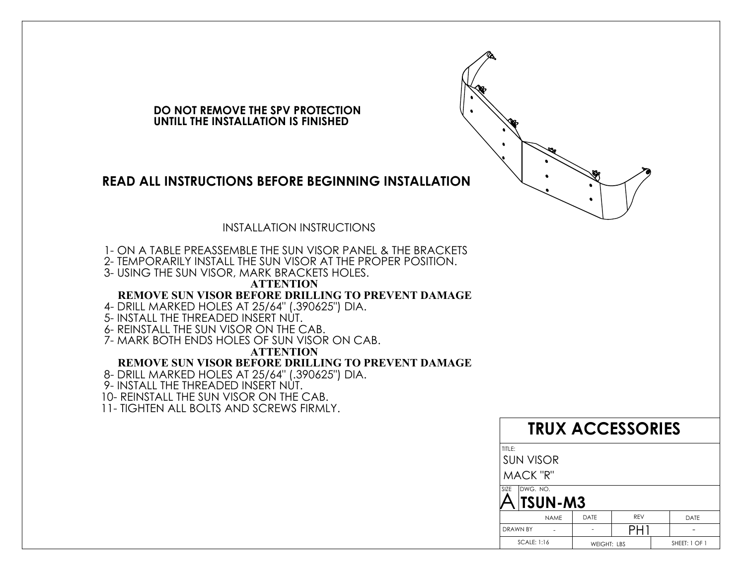**DO NOT REMOVE THE SPV PROTECTION UNTILL THE INSTALLATION IS FINISHED**

## READ ALL INSTRUCTIONS BEFORE BEGINNING INSTALLATION

INSTALLATION INSTRUCTIONS

1- ON A TABLE PREASSEMBLE THE SUN VISOR PANEL & THE BRACKETS
2- TEMPORARILY INSTALL THE SUN VISOR AT THE PROPER POSITION.
3- USING THE SUN VISOR, MARK BRACKETS HOLES.

**ATTENTION**
**REMOVE SUN VISOR BEFORE DRILLING TO PREVENT DAMAGE**

4- DRILL MARKED HOLES AT 25/64" (.390625") DIA.
5- INSTALL THE THREADED INSERT NUT.
6- REINSTALL THE SUN VISOR ON THE CAB.
7- MARK BOTH ENDS HOLES OF SUN VISOR ON CAB.

**ATTENTION**
**REMOVE SUN VISOR BEFORE DRILLING TO PREVENT DAMAGE**

8- DRILL MARKED HOLES AT 25/64" (.390625") DIA.
9- INSTALL THE THREADED INSERT NUT.
10- REINSTALL THE SUN VISOR ON THE CAB.
11- TIGHTEN ALL BOLTS AND SCREWS FIRMLY.

| TRUX ACCESSORIES | | | | |
|---|---|---|---|---|
| TITLE: SUN VISOR MACK "R" | | | | |
| SIZE: A | DWG. NO. TSUN-M3 | | | |
| | NAME | DATE | REV | DATE |
| DRAWN BY | - | - | PH1 | - |
| SCALE: 1:16 | | WEIGHT: LBS | | SHEET: 1 OF 1 |